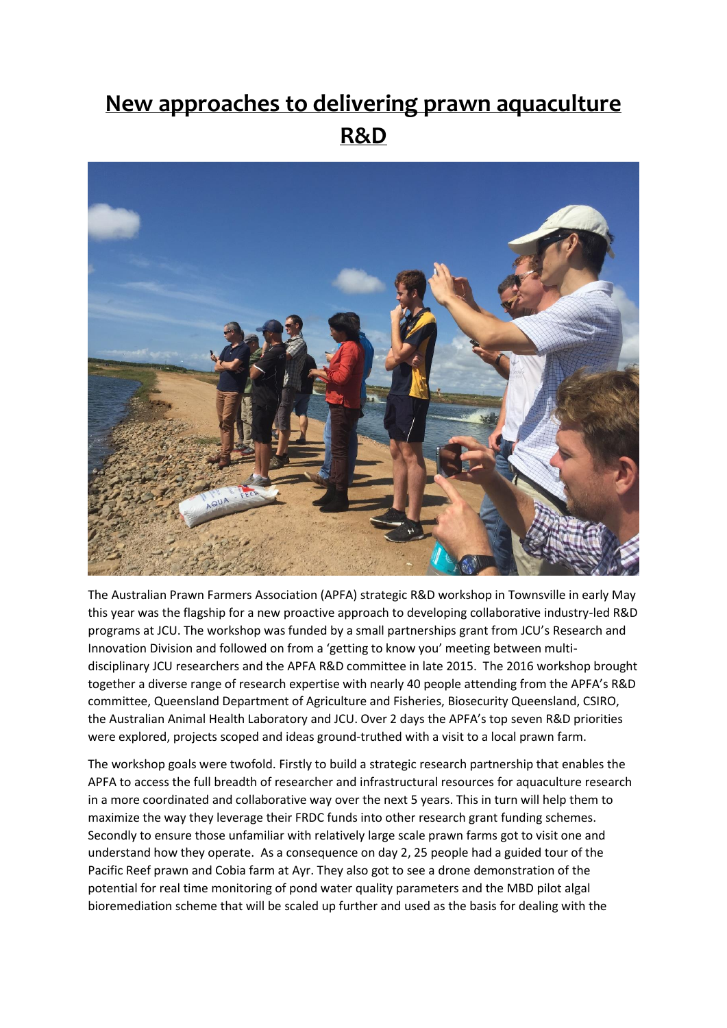# New approaches to delivering prawn aquaculture R&D

The Australian Prawn Farmers Association (APFA) strategic R&D workshop in Townsville in early May this year was the flagship for a new proactive approach to developing collaborative industry-led R&D programs at JCU. The workshop was funded by a small partnerships grant from JCU's Research and Innovation Division and followed on from a 'getting to know you' meeting between multi-disciplinary JCU researchers and the APFA R&D committee in late 2015. The 2016 workshop brought together a diverse range of research expertise with nearly 40 people attending from the APFA's R&D committee, Queensland Department of Agriculture and Fisheries, Biosecurity Queensland, CSIRO, the Australian Animal Health Laboratory and JCU. Over 2 days the APFA's top seven R&D priorities were explored, projects scoped and ideas ground-truthed with a visit to a local prawn farm.

The workshop goals were twofold. Firstly to build a strategic research partnership that enables the APFA to access the full breadth of researcher and infrastructural resources for aquaculture research in a more coordinated and collaborative way over the next 5 years. This in turn will help them to maximize the way they leverage their FRDC funds into other research grant funding schemes. Secondly to ensure those unfamiliar with relatively large scale prawn farms got to visit one and understand how they operate. As a consequence on day 2, 25 people had a guided tour of the Pacific Reef prawn and Cobia farm at Ayr. They also got to see a drone demonstration of the potential for real time monitoring of pond water quality parameters and the MBD pilot algal bioremediation scheme that will be scaled up further and used as the basis for dealing with the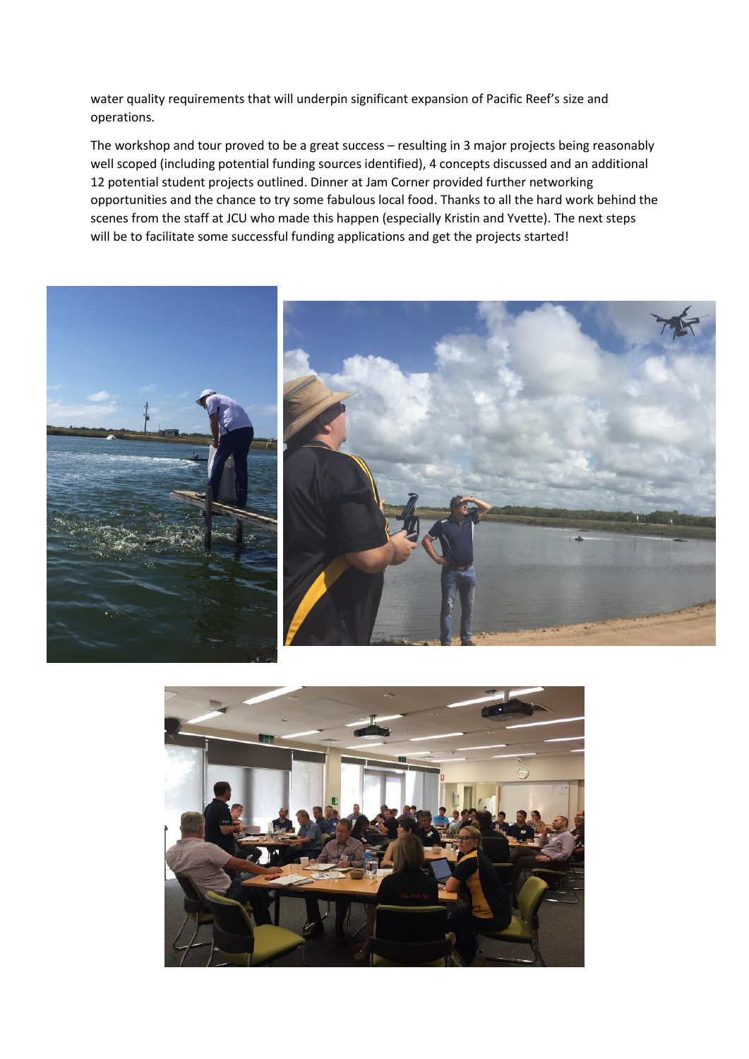water quality requirements that will underpin significant expansion of Pacific Reef's size and operations.

The workshop and tour proved to be a great success – resulting in 3 major projects being reasonably well scoped (including potential funding sources identified), 4 concepts discussed and an additional 12 potential student projects outlined. Dinner at Jam Corner provided further networking opportunities and the chance to try some fabulous local food. Thanks to all the hard work behind the scenes from the staff at JCU who made this happen (especially Kristin and Yvette). The next steps will be to facilitate some successful funding applications and get the projects started!